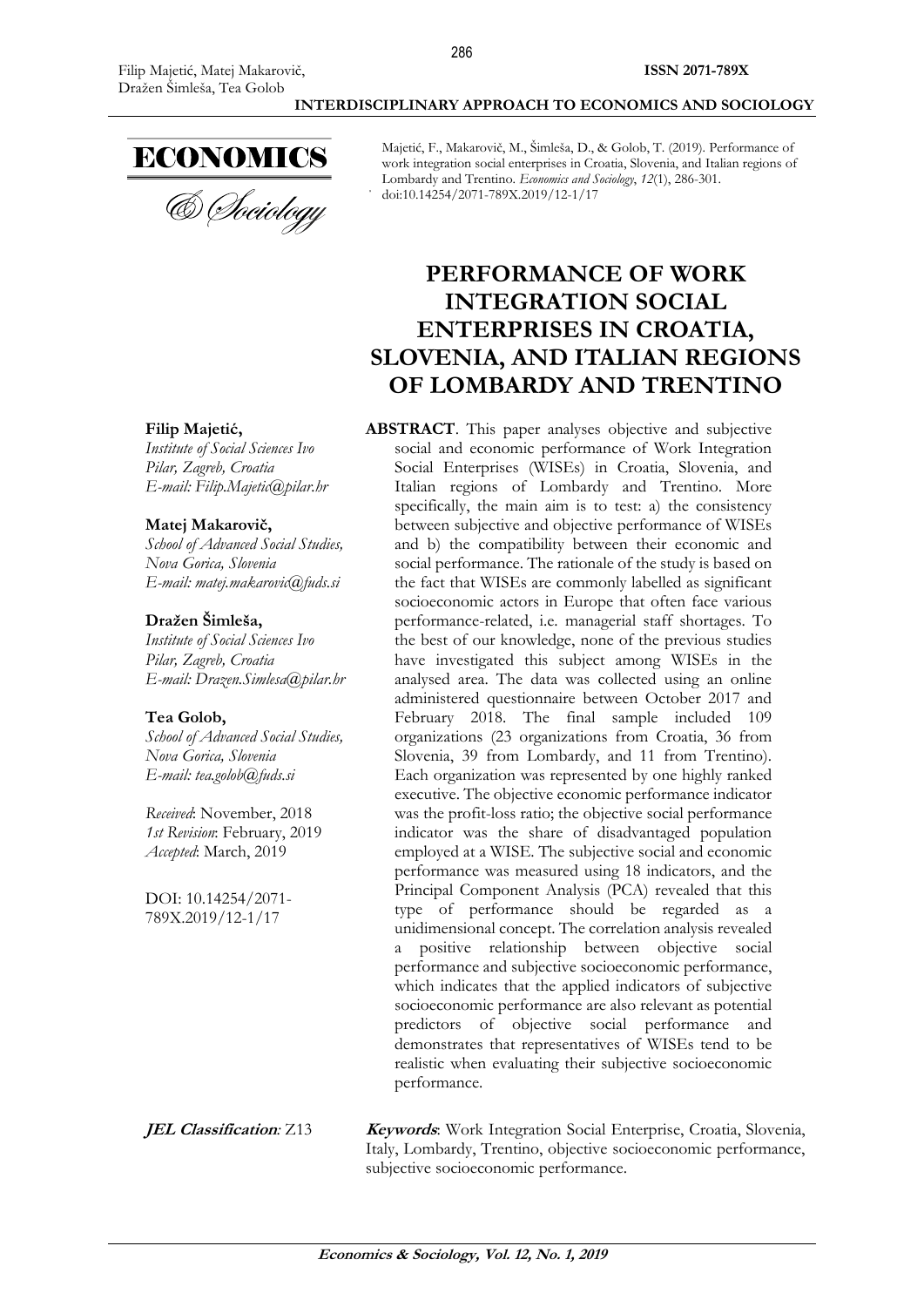Majetić, F., Makarovič, M., Šimleša, D., & Golob, T. (2019). Performance of work integration social enterprises in Croatia, Slovenia, and Italian regions of Lombardy and Trentino. *Economics and Sociology*, *12*(1), 286-301. doi:10.14254/2071-789X.2019/12-1/17

# PERFORMANCE OF WORK INTEGRATION SOCIAL ENTERPRISES IN CROATIA, SLOVENIA, AND ITALIAN REGIONS OF LOMBARDY AND TRENTINO

**Filip Majetić,**
*Institute of Social Sciences Ivo Pilar, Zagreb, Croatia*
*E-mail: Filip.Majetic@pilar.hr*

**Matej Makarovič,**
*School of Advanced Social Studies, Nova Gorica, Slovenia*
*E-mail: matej.makarovic@fuds.si*

**Dražen Šimleša,**
*Institute of Social Sciences Ivo Pilar, Zagreb, Croatia*
*E-mail: Drazen.Simlesa@pilar.hr*

**Tea Golob,**
*School of Advanced Social Studies, Nova Gorica, Slovenia*
*E-mail: tea.golob@fuds.si*

*Received*: November, 2018
*1st Revision*: February, 2019
*Accepted*: March, 2019

DOI: 10.14254/2071-789X.2019/12-1/17

**ABSTRACT**. This paper analyses objective and subjective social and economic performance of Work Integration Social Enterprises (WISEs) in Croatia, Slovenia, and Italian regions of Lombardy and Trentino. More specifically, the main aim is to test: a) the consistency between subjective and objective performance of WISEs and b) the compatibility between their economic and social performance. The rationale of the study is based on the fact that WISEs are commonly labelled as significant socioeconomic actors in Europe that often face various performance-related, i.e. managerial staff shortages. To the best of our knowledge, none of the previous studies have investigated this subject among WISEs in the analysed area. The data was collected using an online administered questionnaire between October 2017 and February 2018. The final sample included 109 organizations (23 organizations from Croatia, 36 from Slovenia, 39 from Lombardy, and 11 from Trentino). Each organization was represented by one highly ranked executive. The objective economic performance indicator was the profit-loss ratio; the objective social performance indicator was the share of disadvantaged population employed at a WISE. The subjective social and economic performance was measured using 18 indicators, and the Principal Component Analysis (PCA) revealed that this type of performance should be regarded as a unidimensional concept. The correlation analysis revealed a positive relationship between objective social performance and subjective socioeconomic performance, which indicates that the applied indicators of subjective socioeconomic performance are also relevant as potential predictors of objective social performance and demonstrates that representatives of WISEs tend to be realistic when evaluating their subjective socioeconomic performance.

***JEL Classification***: Z13

***Keywords***: Work Integration Social Enterprise, Croatia, Slovenia, Italy, Lombardy, Trentino, objective socioeconomic performance, subjective socioeconomic performance.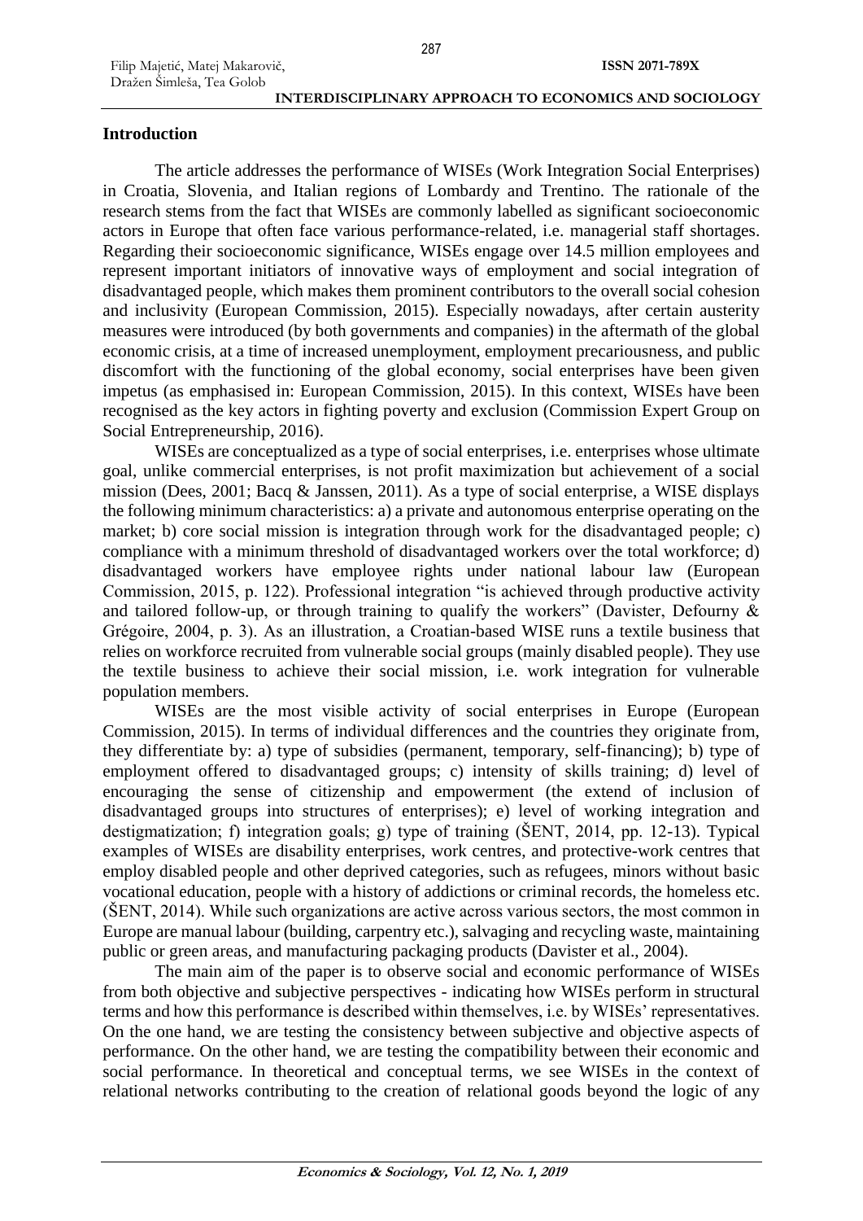## Introduction

The article addresses the performance of WISEs (Work Integration Social Enterprises) in Croatia, Slovenia, and Italian regions of Lombardy and Trentino. The rationale of the research stems from the fact that WISEs are commonly labelled as significant socioeconomic actors in Europe that often face various performance-related, i.e. managerial staff shortages. Regarding their socioeconomic significance, WISEs engage over 14.5 million employees and represent important initiators of innovative ways of employment and social integration of disadvantaged people, which makes them prominent contributors to the overall social cohesion and inclusivity (European Commission, 2015). Especially nowadays, after certain austerity measures were introduced (by both governments and companies) in the aftermath of the global economic crisis, at a time of increased unemployment, employment precariousness, and public discomfort with the functioning of the global economy, social enterprises have been given impetus (as emphasised in: European Commission, 2015). In this context, WISEs have been recognised as the key actors in fighting poverty and exclusion (Commission Expert Group on Social Entrepreneurship, 2016).

WISEs are conceptualized as a type of social enterprises, i.e. enterprises whose ultimate goal, unlike commercial enterprises, is not profit maximization but achievement of a social mission (Dees, 2001; Bacq & Janssen, 2011). As a type of social enterprise, a WISE displays the following minimum characteristics: a) a private and autonomous enterprise operating on the market; b) core social mission is integration through work for the disadvantaged people; c) compliance with a minimum threshold of disadvantaged workers over the total workforce; d) disadvantaged workers have employee rights under national labour law (European Commission, 2015, p. 122). Professional integration "is achieved through productive activity and tailored follow-up, or through training to qualify the workers" (Davister, Defourny & Grégoire, 2004, p. 3). As an illustration, a Croatian-based WISE runs a textile business that relies on workforce recruited from vulnerable social groups (mainly disabled people). They use the textile business to achieve their social mission, i.e. work integration for vulnerable population members.

WISEs are the most visible activity of social enterprises in Europe (European Commission, 2015). In terms of individual differences and the countries they originate from, they differentiate by: a) type of subsidies (permanent, temporary, self-financing); b) type of employment offered to disadvantaged groups; c) intensity of skills training; d) level of encouraging the sense of citizenship and empowerment (the extend of inclusion of disadvantaged groups into structures of enterprises); e) level of working integration and destigmatization; f) integration goals; g) type of training (ŠENT, 2014, pp. 12-13). Typical examples of WISEs are disability enterprises, work centres, and protective-work centres that employ disabled people and other deprived categories, such as refugees, minors without basic vocational education, people with a history of addictions or criminal records, the homeless etc. (ŠENT, 2014). While such organizations are active across various sectors, the most common in Europe are manual labour (building, carpentry etc.), salvaging and recycling waste, maintaining public or green areas, and manufacturing packaging products (Davister et al., 2004).

The main aim of the paper is to observe social and economic performance of WISEs from both objective and subjective perspectives - indicating how WISEs perform in structural terms and how this performance is described within themselves, i.e. by WISEs' representatives. On the one hand, we are testing the consistency between subjective and objective aspects of performance. On the other hand, we are testing the compatibility between their economic and social performance. In theoretical and conceptual terms, we see WISEs in the context of relational networks contributing to the creation of relational goods beyond the logic of any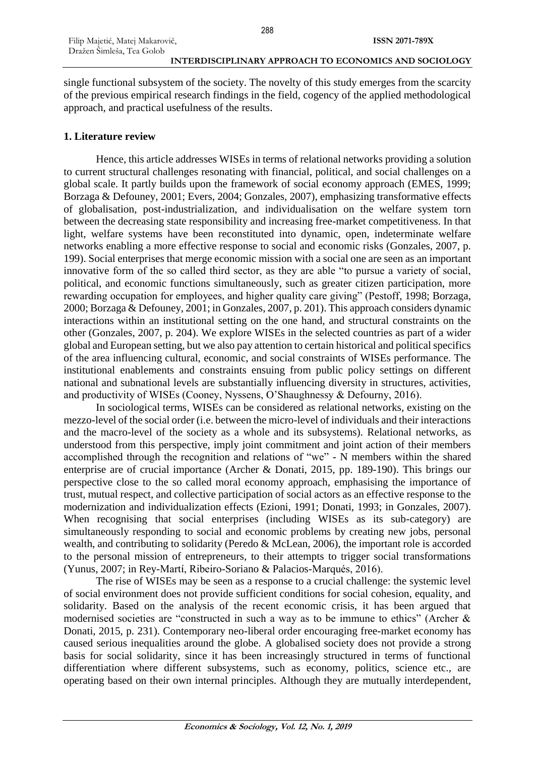single functional subsystem of the society. The novelty of this study emerges from the scarcity of the previous empirical research findings in the field, cogency of the applied methodological approach, and practical usefulness of the results.

## 1. Literature review

Hence, this article addresses WISEs in terms of relational networks providing a solution to current structural challenges resonating with financial, political, and social challenges on a global scale. It partly builds upon the framework of social economy approach (EMES, 1999; Borzaga & Defouney, 2001; Evers, 2004; Gonzales, 2007), emphasizing transformative effects of globalisation, post-industrialization, and individualisation on the welfare system torn between the decreasing state responsibility and increasing free-market competitiveness. In that light, welfare systems have been reconstituted into dynamic, open, indeterminate welfare networks enabling a more effective response to social and economic risks (Gonzales, 2007, p. 199). Social enterprises that merge economic mission with a social one are seen as an important innovative form of the so called third sector, as they are able "to pursue a variety of social, political, and economic functions simultaneously, such as greater citizen participation, more rewarding occupation for employees, and higher quality care giving" (Pestoff, 1998; Borzaga, 2000; Borzaga & Defouney, 2001; in Gonzales, 2007, p. 201). This approach considers dynamic interactions within an institutional setting on the one hand, and structural constraints on the other (Gonzales, 2007, p. 204). We explore WISEs in the selected countries as part of a wider global and European setting, but we also pay attention to certain historical and political specifics of the area influencing cultural, economic, and social constraints of WISEs performance. The institutional enablements and constraints ensuing from public policy settings on different national and subnational levels are substantially influencing diversity in structures, activities, and productivity of WISEs (Cooney, Nyssens, O'Shaughnessy & Defourny, 2016).

In sociological terms, WISEs can be considered as relational networks, existing on the mezzo-level of the social order (i.e. between the micro-level of individuals and their interactions and the macro-level of the society as a whole and its subsystems). Relational networks, as understood from this perspective, imply joint commitment and joint action of their members accomplished through the recognition and relations of "we" - N members within the shared enterprise are of crucial importance (Archer & Donati, 2015, pp. 189-190). This brings our perspective close to the so called moral economy approach, emphasising the importance of trust, mutual respect, and collective participation of social actors as an effective response to the modernization and individualization effects (Ezioni, 1991; Donati, 1993; in Gonzales, 2007). When recognising that social enterprises (including WISEs as its sub-category) are simultaneously responding to social and economic problems by creating new jobs, personal wealth, and contributing to solidarity (Peredo & McLean, 2006), the important role is accorded to the personal mission of entrepreneurs, to their attempts to trigger social transformations (Yunus, 2007; in Rey-Martí, Ribeiro-Soriano & Palacios-Marqués, 2016).

The rise of WISEs may be seen as a response to a crucial challenge: the systemic level of social environment does not provide sufficient conditions for social cohesion, equality, and solidarity. Based on the analysis of the recent economic crisis, it has been argued that modernised societies are "constructed in such a way as to be immune to ethics" (Archer & Donati, 2015, p. 231). Contemporary neo-liberal order encouraging free-market economy has caused serious inequalities around the globe. A globalised society does not provide a strong basis for social solidarity, since it has been increasingly structured in terms of functional differentiation where different subsystems, such as economy, politics, science etc., are operating based on their own internal principles. Although they are mutually interdependent,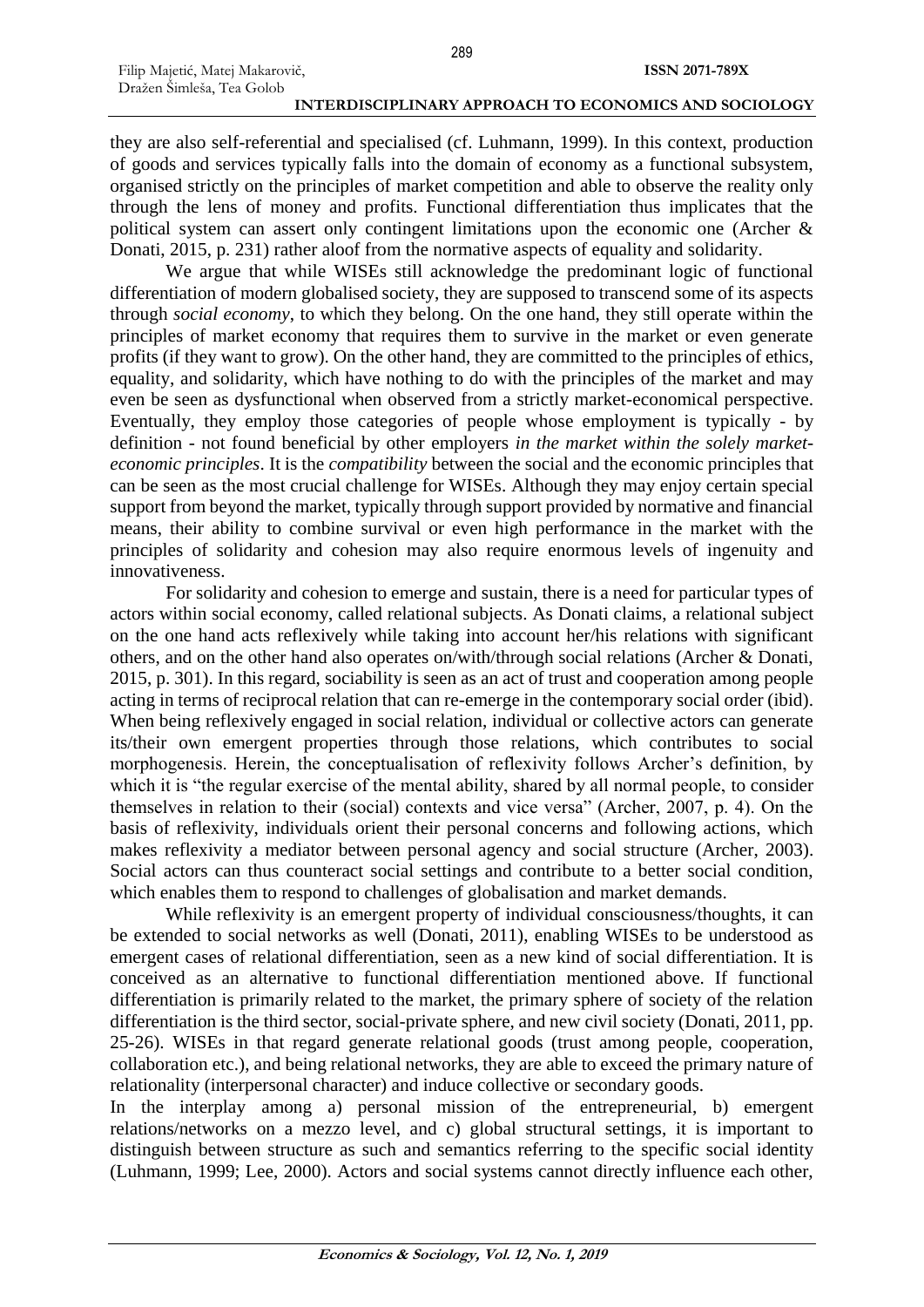they are also self-referential and specialised (cf. Luhmann, 1999). In this context, production of goods and services typically falls into the domain of economy as a functional subsystem, organised strictly on the principles of market competition and able to observe the reality only through the lens of money and profits. Functional differentiation thus implicates that the political system can assert only contingent limitations upon the economic one (Archer & Donati, 2015, p. 231) rather aloof from the normative aspects of equality and solidarity.

We argue that while WISEs still acknowledge the predominant logic of functional differentiation of modern globalised society, they are supposed to transcend some of its aspects through *social economy*, to which they belong. On the one hand, they still operate within the principles of market economy that requires them to survive in the market or even generate profits (if they want to grow). On the other hand, they are committed to the principles of ethics, equality, and solidarity, which have nothing to do with the principles of the market and may even be seen as dysfunctional when observed from a strictly market-economical perspective. Eventually, they employ those categories of people whose employment is typically - by definition - not found beneficial by other employers *in the market within the solely market-economic principles*. It is the *compatibility* between the social and the economic principles that can be seen as the most crucial challenge for WISEs. Although they may enjoy certain special support from beyond the market, typically through support provided by normative and financial means, their ability to combine survival or even high performance in the market with the principles of solidarity and cohesion may also require enormous levels of ingenuity and innovativeness.

For solidarity and cohesion to emerge and sustain, there is a need for particular types of actors within social economy, called relational subjects. As Donati claims, a relational subject on the one hand acts reflexively while taking into account her/his relations with significant others, and on the other hand also operates on/with/through social relations (Archer & Donati, 2015, p. 301). In this regard, sociability is seen as an act of trust and cooperation among people acting in terms of reciprocal relation that can re-emerge in the contemporary social order (ibid). When being reflexively engaged in social relation, individual or collective actors can generate its/their own emergent properties through those relations, which contributes to social morphogenesis. Herein, the conceptualisation of reflexivity follows Archer's definition, by which it is "the regular exercise of the mental ability, shared by all normal people, to consider themselves in relation to their (social) contexts and vice versa" (Archer, 2007, p. 4). On the basis of reflexivity, individuals orient their personal concerns and following actions, which makes reflexivity a mediator between personal agency and social structure (Archer, 2003). Social actors can thus counteract social settings and contribute to a better social condition, which enables them to respond to challenges of globalisation and market demands.

While reflexivity is an emergent property of individual consciousness/thoughts, it can be extended to social networks as well (Donati, 2011), enabling WISEs to be understood as emergent cases of relational differentiation, seen as a new kind of social differentiation. It is conceived as an alternative to functional differentiation mentioned above. If functional differentiation is primarily related to the market, the primary sphere of society of the relation differentiation is the third sector, social-private sphere, and new civil society (Donati, 2011, pp. 25-26). WISEs in that regard generate relational goods (trust among people, cooperation, collaboration etc.), and being relational networks, they are able to exceed the primary nature of relationality (interpersonal character) and induce collective or secondary goods.

In the interplay among a) personal mission of the entrepreneurial, b) emergent relations/networks on a mezzo level, and c) global structural settings, it is important to distinguish between structure as such and semantics referring to the specific social identity (Luhmann, 1999; Lee, 2000). Actors and social systems cannot directly influence each other,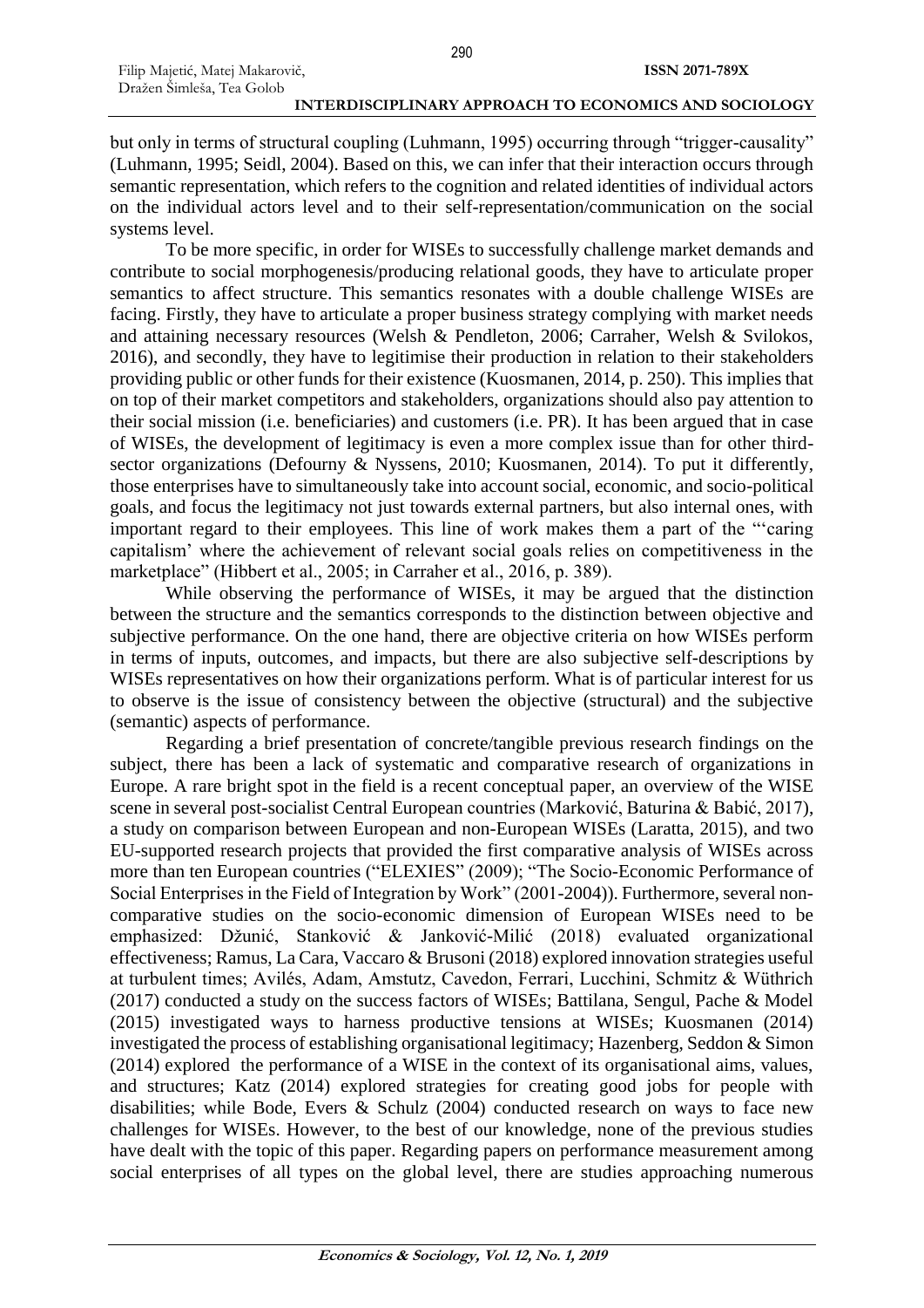but only in terms of structural coupling (Luhmann, 1995) occurring through "trigger-causality" (Luhmann, 1995; Seidl, 2004). Based on this, we can infer that their interaction occurs through semantic representation, which refers to the cognition and related identities of individual actors on the individual actors level and to their self-representation/communication on the social systems level.

To be more specific, in order for WISEs to successfully challenge market demands and contribute to social morphogenesis/producing relational goods, they have to articulate proper semantics to affect structure. This semantics resonates with a double challenge WISEs are facing. Firstly, they have to articulate a proper business strategy complying with market needs and attaining necessary resources (Welsh & Pendleton, 2006; Carraher, Welsh & Svilokos, 2016), and secondly, they have to legitimise their production in relation to their stakeholders providing public or other funds for their existence (Kuosmanen, 2014, p. 250). This implies that on top of their market competitors and stakeholders, organizations should also pay attention to their social mission (i.e. beneficiaries) and customers (i.e. PR). It has been argued that in case of WISEs, the development of legitimacy is even a more complex issue than for other third-sector organizations (Defourny & Nyssens, 2010; Kuosmanen, 2014). To put it differently, those enterprises have to simultaneously take into account social, economic, and socio-political goals, and focus the legitimacy not just towards external partners, but also internal ones, with important regard to their employees. This line of work makes them a part of the "'caring capitalism' where the achievement of relevant social goals relies on competitiveness in the marketplace" (Hibbert et al., 2005; in Carraher et al., 2016, p. 389).

While observing the performance of WISEs, it may be argued that the distinction between the structure and the semantics corresponds to the distinction between objective and subjective performance. On the one hand, there are objective criteria on how WISEs perform in terms of inputs, outcomes, and impacts, but there are also subjective self-descriptions by WISEs representatives on how their organizations perform. What is of particular interest for us to observe is the issue of consistency between the objective (structural) and the subjective (semantic) aspects of performance.

Regarding a brief presentation of concrete/tangible previous research findings on the subject, there has been a lack of systematic and comparative research of organizations in Europe. A rare bright spot in the field is a recent conceptual paper, an overview of the WISE scene in several post-socialist Central European countries (Marković, Baturina & Babić, 2017), a study on comparison between European and non-European WISEs (Laratta, 2015), and two EU-supported research projects that provided the first comparative analysis of WISEs across more than ten European countries ("ELEXIES" (2009); "The Socio-Economic Performance of Social Enterprises in the Field of Integration by Work" (2001-2004)). Furthermore, several non-comparative studies on the socio-economic dimension of European WISEs need to be emphasized: Džunić, Stanković & Janković-Milić (2018) evaluated organizational effectiveness; Ramus, La Cara, Vaccaro & Brusoni (2018) explored innovation strategies useful at turbulent times; Avilés, Adam, Amstutz, Cavedon, Ferrari, Lucchini, Schmitz & Wüthrich (2017) conducted a study on the success factors of WISEs; Battilana, Sengul, Pache & Model (2015) investigated ways to harness productive tensions at WISEs; Kuosmanen (2014) investigated the process of establishing organisational legitimacy; Hazenberg, Seddon & Simon (2014) explored the performance of a WISE in the context of its organisational aims, values, and structures; Katz (2014) explored strategies for creating good jobs for people with disabilities; while Bode, Evers & Schulz (2004) conducted research on ways to face new challenges for WISEs. However, to the best of our knowledge, none of the previous studies have dealt with the topic of this paper. Regarding papers on performance measurement among social enterprises of all types on the global level, there are studies approaching numerous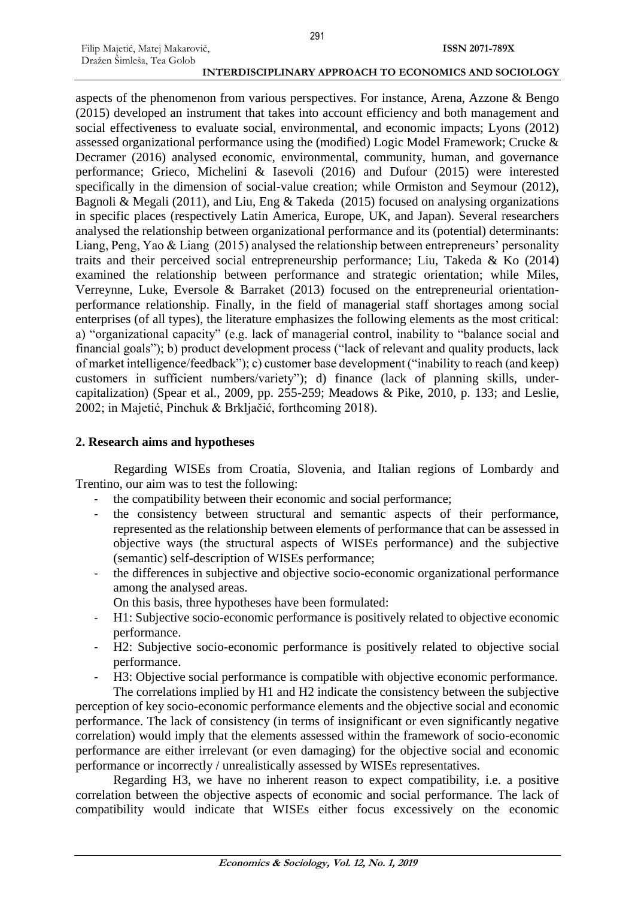aspects of the phenomenon from various perspectives. For instance, Arena, Azzone & Bengo (2015) developed an instrument that takes into account efficiency and both management and social effectiveness to evaluate social, environmental, and economic impacts; Lyons (2012) assessed organizational performance using the (modified) Logic Model Framework; Crucke & Decramer (2016) analysed economic, environmental, community, human, and governance performance; Grieco, Michelini & Iasevoli (2016) and Dufour (2015) were interested specifically in the dimension of social-value creation; while Ormiston and Seymour (2012), Bagnoli & Megali (2011), and Liu, Eng & Takeda (2015) focused on analysing organizations in specific places (respectively Latin America, Europe, UK, and Japan). Several researchers analysed the relationship between organizational performance and its (potential) determinants: Liang, Peng, Yao & Liang (2015) analysed the relationship between entrepreneurs' personality traits and their perceived social entrepreneurship performance; Liu, Takeda & Ko (2014) examined the relationship between performance and strategic orientation; while Miles, Verreynne, Luke, Eversole & Barraket (2013) focused on the entrepreneurial orientation-performance relationship. Finally, in the field of managerial staff shortages among social enterprises (of all types), the literature emphasizes the following elements as the most critical: a) "organizational capacity" (e.g. lack of managerial control, inability to "balance social and financial goals"); b) product development process ("lack of relevant and quality products, lack of market intelligence/feedback"); c) customer base development ("inability to reach (and keep) customers in sufficient numbers/variety"); d) finance (lack of planning skills, under-capitalization) (Spear et al., 2009, pp. 255-259; Meadows & Pike, 2010, p. 133; and Leslie, 2002; in Majetić, Pinchuk & Brkljačić, forthcoming 2018).

## 2. Research aims and hypotheses

Regarding WISEs from Croatia, Slovenia, and Italian regions of Lombardy and Trentino, our aim was to test the following:

- the compatibility between their economic and social performance;
- the consistency between structural and semantic aspects of their performance, represented as the relationship between elements of performance that can be assessed in objective ways (the structural aspects of WISEs performance) and the subjective (semantic) self-description of WISEs performance;
- the differences in subjective and objective socio-economic organizational performance among the analysed areas.

On this basis, three hypotheses have been formulated:

- H1: Subjective socio-economic performance is positively related to objective economic performance.
- H2: Subjective socio-economic performance is positively related to objective social performance.
- H3: Objective social performance is compatible with objective economic performance.

The correlations implied by H1 and H2 indicate the consistency between the subjective perception of key socio-economic performance elements and the objective social and economic performance. The lack of consistency (in terms of insignificant or even significantly negative correlation) would imply that the elements assessed within the framework of socio-economic performance are either irrelevant (or even damaging) for the objective social and economic performance or incorrectly / unrealistically assessed by WISEs representatives.

Regarding H3, we have no inherent reason to expect compatibility, i.e. a positive correlation between the objective aspects of economic and social performance. The lack of compatibility would indicate that WISEs either focus excessively on the economic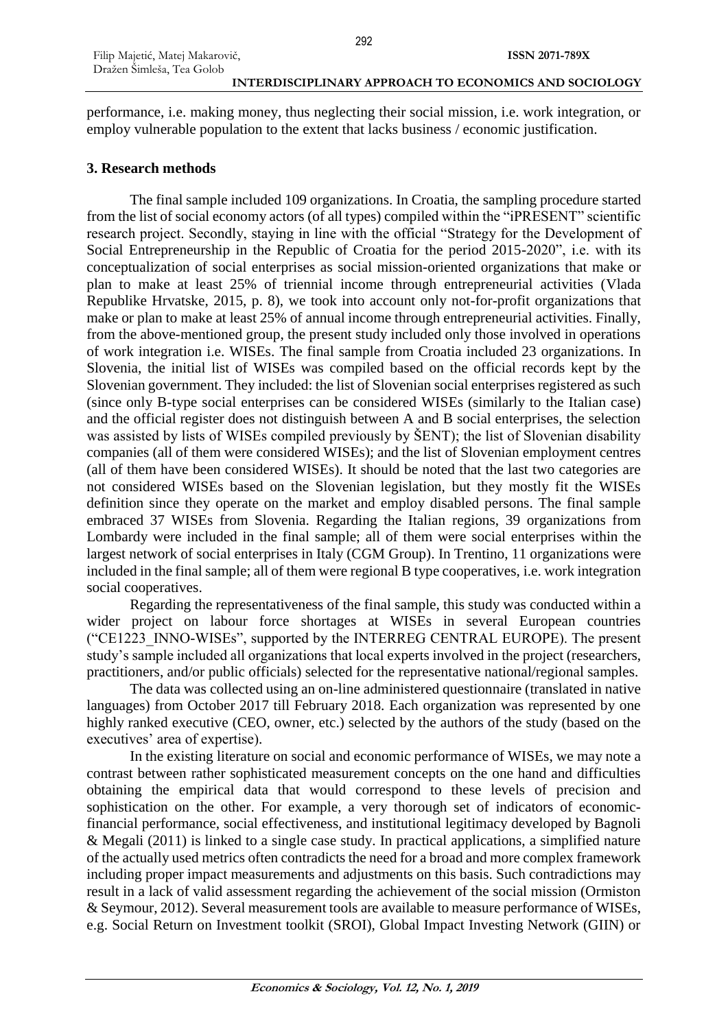performance, i.e. making money, thus neglecting their social mission, i.e. work integration, or employ vulnerable population to the extent that lacks business / economic justification.

## 3. Research methods

The final sample included 109 organizations. In Croatia, the sampling procedure started from the list of social economy actors (of all types) compiled within the "iPRESENT" scientific research project. Secondly, staying in line with the official "Strategy for the Development of Social Entrepreneurship in the Republic of Croatia for the period 2015-2020", i.e. with its conceptualization of social enterprises as social mission-oriented organizations that make or plan to make at least 25% of triennial income through entrepreneurial activities (Vlada Republike Hrvatske, 2015, p. 8), we took into account only not-for-profit organizations that make or plan to make at least 25% of annual income through entrepreneurial activities. Finally, from the above-mentioned group, the present study included only those involved in operations of work integration i.e. WISEs. The final sample from Croatia included 23 organizations. In Slovenia, the initial list of WISEs was compiled based on the official records kept by the Slovenian government. They included: the list of Slovenian social enterprises registered as such (since only B-type social enterprises can be considered WISEs (similarly to the Italian case) and the official register does not distinguish between A and B social enterprises, the selection was assisted by lists of WISEs compiled previously by ŠENT); the list of Slovenian disability companies (all of them were considered WISEs); and the list of Slovenian employment centres (all of them have been considered WISEs). It should be noted that the last two categories are not considered WISEs based on the Slovenian legislation, but they mostly fit the WISEs definition since they operate on the market and employ disabled persons. The final sample embraced 37 WISEs from Slovenia. Regarding the Italian regions, 39 organizations from Lombardy were included in the final sample; all of them were social enterprises within the largest network of social enterprises in Italy (CGM Group). In Trentino, 11 organizations were included in the final sample; all of them were regional B type cooperatives, i.e. work integration social cooperatives.

Regarding the representativeness of the final sample, this study was conducted within a wider project on labour force shortages at WISEs in several European countries ("CE1223_INNO-WISEs", supported by the INTERREG CENTRAL EUROPE). The present study's sample included all organizations that local experts involved in the project (researchers, practitioners, and/or public officials) selected for the representative national/regional samples.

The data was collected using an on-line administered questionnaire (translated in native languages) from October 2017 till February 2018. Each organization was represented by one highly ranked executive (CEO, owner, etc.) selected by the authors of the study (based on the executives' area of expertise).

In the existing literature on social and economic performance of WISEs, we may note a contrast between rather sophisticated measurement concepts on the one hand and difficulties obtaining the empirical data that would correspond to these levels of precision and sophistication on the other. For example, a very thorough set of indicators of economic-financial performance, social effectiveness, and institutional legitimacy developed by Bagnoli & Megali (2011) is linked to a single case study. In practical applications, a simplified nature of the actually used metrics often contradicts the need for a broad and more complex framework including proper impact measurements and adjustments on this basis. Such contradictions may result in a lack of valid assessment regarding the achievement of the social mission (Ormiston & Seymour, 2012). Several measurement tools are available to measure performance of WISEs, e.g. Social Return on Investment toolkit (SROI), Global Impact Investing Network (GIIN) or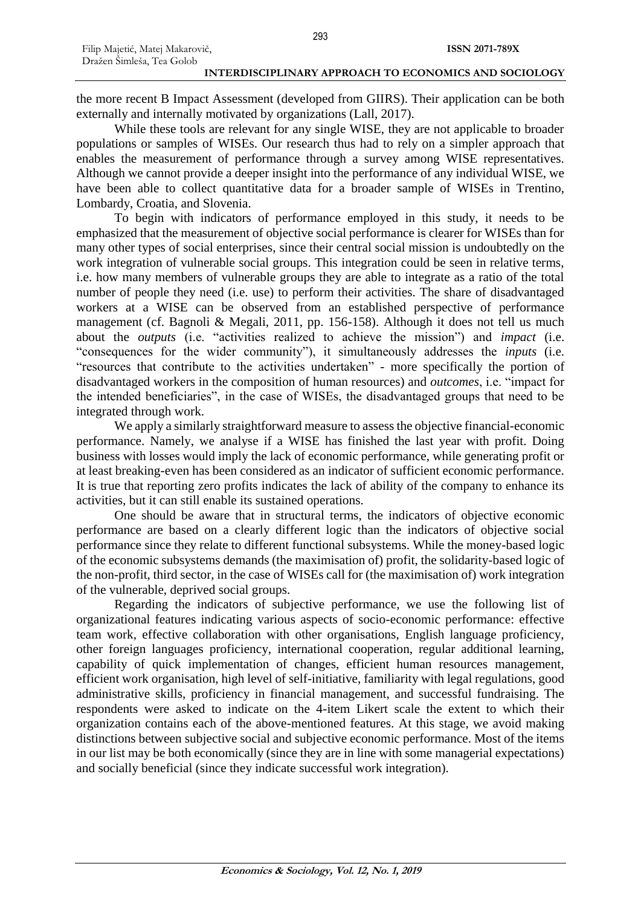the more recent B Impact Assessment (developed from GIIRS). Their application can be both externally and internally motivated by organizations (Lall, 2017).

While these tools are relevant for any single WISE, they are not applicable to broader populations or samples of WISEs. Our research thus had to rely on a simpler approach that enables the measurement of performance through a survey among WISE representatives. Although we cannot provide a deeper insight into the performance of any individual WISE, we have been able to collect quantitative data for a broader sample of WISEs in Trentino, Lombardy, Croatia, and Slovenia.

To begin with indicators of performance employed in this study, it needs to be emphasized that the measurement of objective social performance is clearer for WISEs than for many other types of social enterprises, since their central social mission is undoubtedly on the work integration of vulnerable social groups. This integration could be seen in relative terms, i.e. how many members of vulnerable groups they are able to integrate as a ratio of the total number of people they need (i.e. use) to perform their activities. The share of disadvantaged workers at a WISE can be observed from an established perspective of performance management (cf. Bagnoli & Megali, 2011, pp. 156-158). Although it does not tell us much about the *outputs* (i.e. "activities realized to achieve the mission") and *impact* (i.e. "consequences for the wider community"), it simultaneously addresses the *inputs* (i.e. "resources that contribute to the activities undertaken" - more specifically the portion of disadvantaged workers in the composition of human resources) and *outcomes*, i.e. "impact for the intended beneficiaries", in the case of WISEs, the disadvantaged groups that need to be integrated through work.

We apply a similarly straightforward measure to assess the objective financial-economic performance. Namely, we analyse if a WISE has finished the last year with profit. Doing business with losses would imply the lack of economic performance, while generating profit or at least breaking-even has been considered as an indicator of sufficient economic performance. It is true that reporting zero profits indicates the lack of ability of the company to enhance its activities, but it can still enable its sustained operations.

One should be aware that in structural terms, the indicators of objective economic performance are based on a clearly different logic than the indicators of objective social performance since they relate to different functional subsystems. While the money-based logic of the economic subsystems demands (the maximisation of) profit, the solidarity-based logic of the non-profit, third sector, in the case of WISEs call for (the maximisation of) work integration of the vulnerable, deprived social groups.

Regarding the indicators of subjective performance, we use the following list of organizational features indicating various aspects of socio-economic performance: effective team work, effective collaboration with other organisations, English language proficiency, other foreign languages proficiency, international cooperation, regular additional learning, capability of quick implementation of changes, efficient human resources management, efficient work organisation, high level of self-initiative, familiarity with legal regulations, good administrative skills, proficiency in financial management, and successful fundraising. The respondents were asked to indicate on the 4-item Likert scale the extent to which their organization contains each of the above-mentioned features. At this stage, we avoid making distinctions between subjective social and subjective economic performance. Most of the items in our list may be both economically (since they are in line with some managerial expectations) and socially beneficial (since they indicate successful work integration).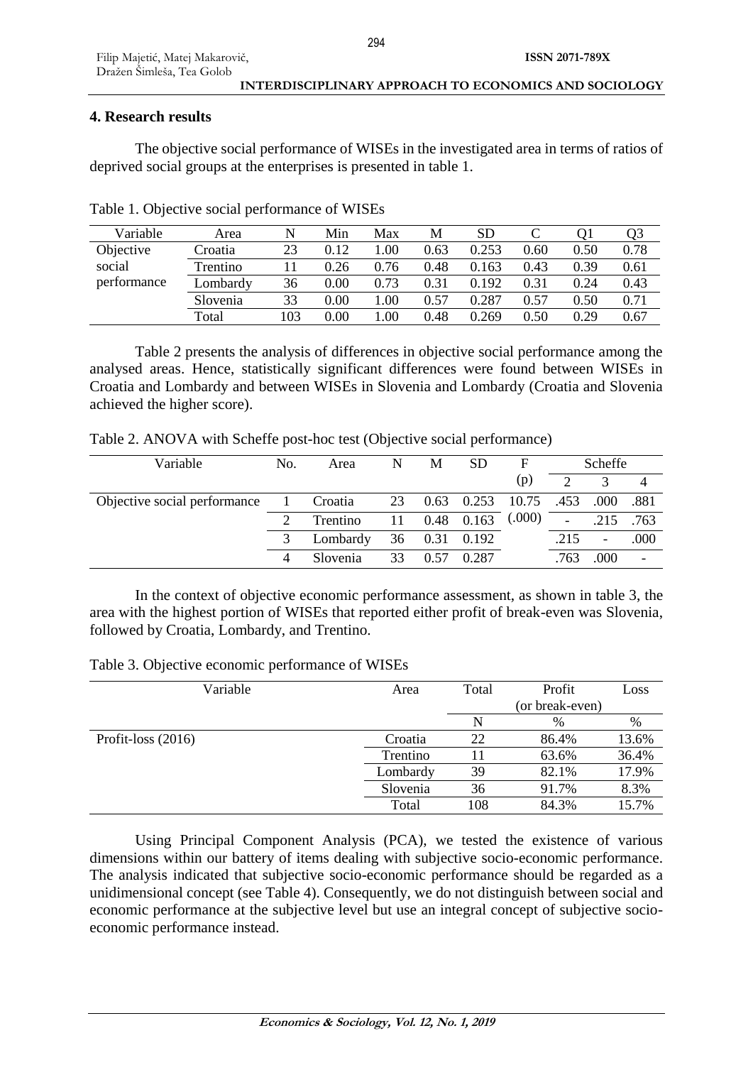## 4. Research results

The objective social performance of WISEs in the investigated area in terms of ratios of deprived social groups at the enterprises is presented in table 1.

Table 1. Objective social performance of WISEs

| Variable | Area | N | Min | Max | M | SD | C | Q1 | Q3 |
|---|---|---|---|---|---|---|---|---|---|
| Objective social performance | Croatia | 23 | 0.12 | 1.00 | 0.63 | 0.253 | 0.60 | 0.50 | 0.78 |
| | Trentino | 11 | 0.26 | 0.76 | 0.48 | 0.163 | 0.43 | 0.39 | 0.61 |
| | Lombardy | 36 | 0.00 | 0.73 | 0.31 | 0.192 | 0.31 | 0.24 | 0.43 |
| | Slovenia | 33 | 0.00 | 1.00 | 0.57 | 0.287 | 0.57 | 0.50 | 0.71 |
| | Total | 103 | 0.00 | 1.00 | 0.48 | 0.269 | 0.50 | 0.29 | 0.67 |

Table 2 presents the analysis of differences in objective social performance among the analysed areas. Hence, statistically significant differences were found between WISEs in Croatia and Lombardy and between WISEs in Slovenia and Lombardy (Croatia and Slovenia achieved the higher score).

Table 2. ANOVA with Scheffe post-hoc test (Objective social performance)

| Variable | No. | Area | N | M | SD | F (p) | Scheffe | | |
|---|---|---|---|---|---|---|---|---|---|
| | | | | | | | 2 | 3 | 4 |
| Objective social performance | 1 | Croatia | 23 | 0.63 | 0.253 | 10.75 | .453 | .000 | .881 |
| | 2 | Trentino | 11 | 0.48 | 0.163 | (.000) | - | .215 | .763 |
| | 3 | Lombardy | 36 | 0.31 | 0.192 | | .215 | - | .000 |
| | 4 | Slovenia | 33 | 0.57 | 0.287 | | .763 | .000 | - |

In the context of objective economic performance assessment, as shown in table 3, the area with the highest portion of WISEs that reported either profit of break-even was Slovenia, followed by Croatia, Lombardy, and Trentino.

Table 3. Objective economic performance of WISEs

| Variable | Area | Total | Profit (or break-even) | Loss |
|---|---|---|---|---|
| | | N | % | % |
| Profit-loss (2016) | Croatia | 22 | 86.4% | 13.6% |
| | Trentino | 11 | 63.6% | 36.4% |
| | Lombardy | 39 | 82.1% | 17.9% |
| | Slovenia | 36 | 91.7% | 8.3% |
| | Total | 108 | 84.3% | 15.7% |

Using Principal Component Analysis (PCA), we tested the existence of various dimensions within our battery of items dealing with subjective socio-economic performance. The analysis indicated that subjective socio-economic performance should be regarded as a unidimensional concept (see Table 4). Consequently, we do not distinguish between social and economic performance at the subjective level but use an integral concept of subjective socio-economic performance instead.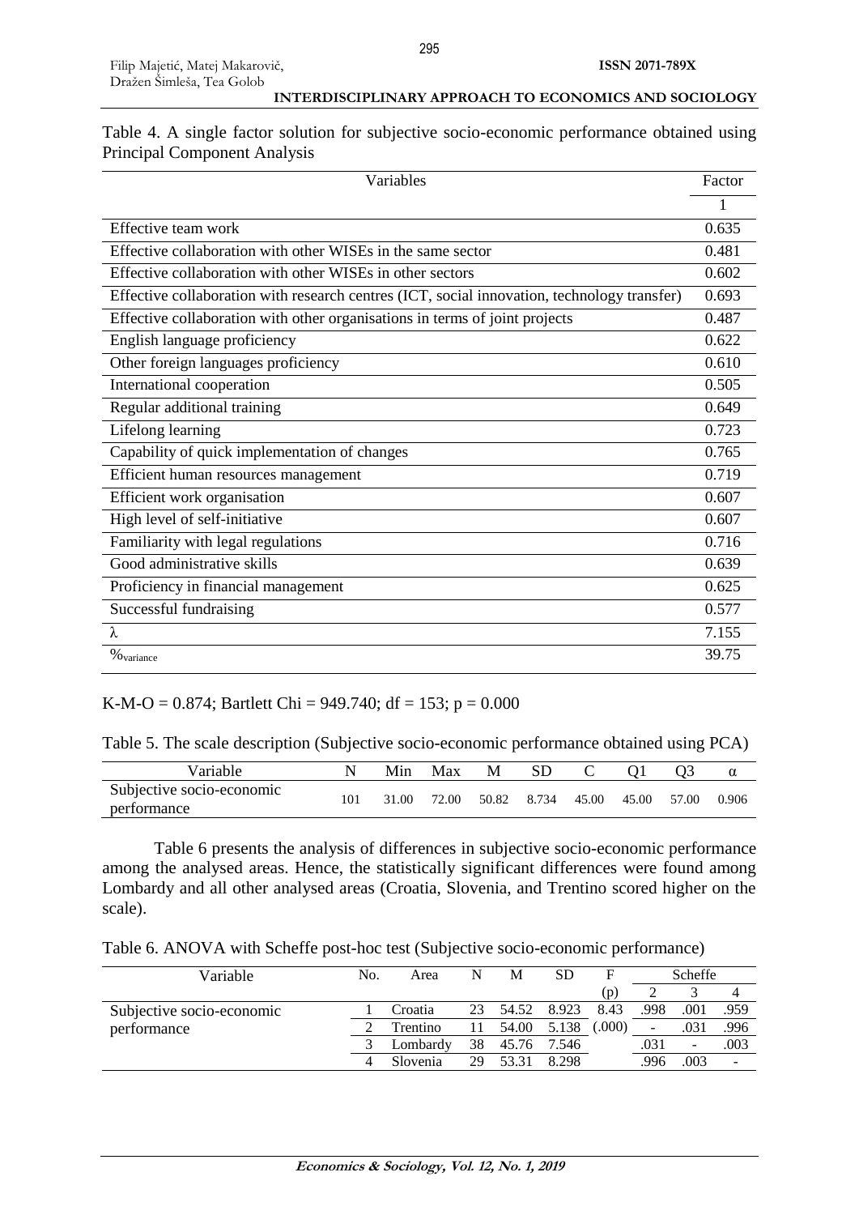Table 4. A single factor solution for subjective socio-economic performance obtained using Principal Component Analysis

| Variables | Factor |
|---|---|
| | 1 |
| Effective team work | 0.635 |
| Effective collaboration with other WISEs in the same sector | 0.481 |
| Effective collaboration with other WISEs in other sectors | 0.602 |
| Effective collaboration with research centres (ICT, social innovation, technology transfer) | 0.693 |
| Effective collaboration with other organisations in terms of joint projects | 0.487 |
| English language proficiency | 0.622 |
| Other foreign languages proficiency | 0.610 |
| International cooperation | 0.505 |
| Regular additional training | 0.649 |
| Lifelong learning | 0.723 |
| Capability of quick implementation of changes | 0.765 |
| Efficient human resources management | 0.719 |
| Efficient work organisation | 0.607 |
| High level of self-initiative | 0.607 |
| Familiarity with legal regulations | 0.716 |
| Good administrative skills | 0.639 |
| Proficiency in financial management | 0.625 |
| Successful fundraising | 0.577 |
| $\lambda$ | 7.155 |
| $\%_{variance}$ | 39.75 |

K-M-O = 0.874; Bartlett Chi = 949.740; df = 153; p = 0.000

Table 5. The scale description (Subjective socio-economic performance obtained using PCA)

| Variable | N | Min | Max | M | SD | C | Q1 | Q3 | $\alpha$ |
|---|---|---|---|---|---|---|---|---|---|
| Subjective socio-economic performance | 101 | 31.00 | 72.00 | 50.82 | 8.734 | 45.00 | 45.00 | 57.00 | 0.906 |

Table 6 presents the analysis of differences in subjective socio-economic performance among the analysed areas. Hence, the statistically significant differences were found among Lombardy and all other analysed areas (Croatia, Slovenia, and Trentino scored higher on the scale).

Table 6. ANOVA with Scheffe post-hoc test (Subjective socio-economic performance)

| Variable | No. | Area | N | M | SD | F | Scheffe | | |
|---|---|---|---|---|---|---|---|---|---|
| | | | | | | (p) | 2 | 3 | 4 |
| Subjective socio-economic performance | 1 | Croatia | 23 | 54.52 | 8.923 | 8.43 | .998 | .001 | .959 |
| | 2 | Trentino | 11 | 54.00 | 5.138 | (.000) | - | .031 | .996 |
| | 3 | Lombardy | 38 | 45.76 | 7.546 | | .031 | - | .003 |
| | 4 | Slovenia | 29 | 53.31 | 8.298 | | .996 | .003 | - |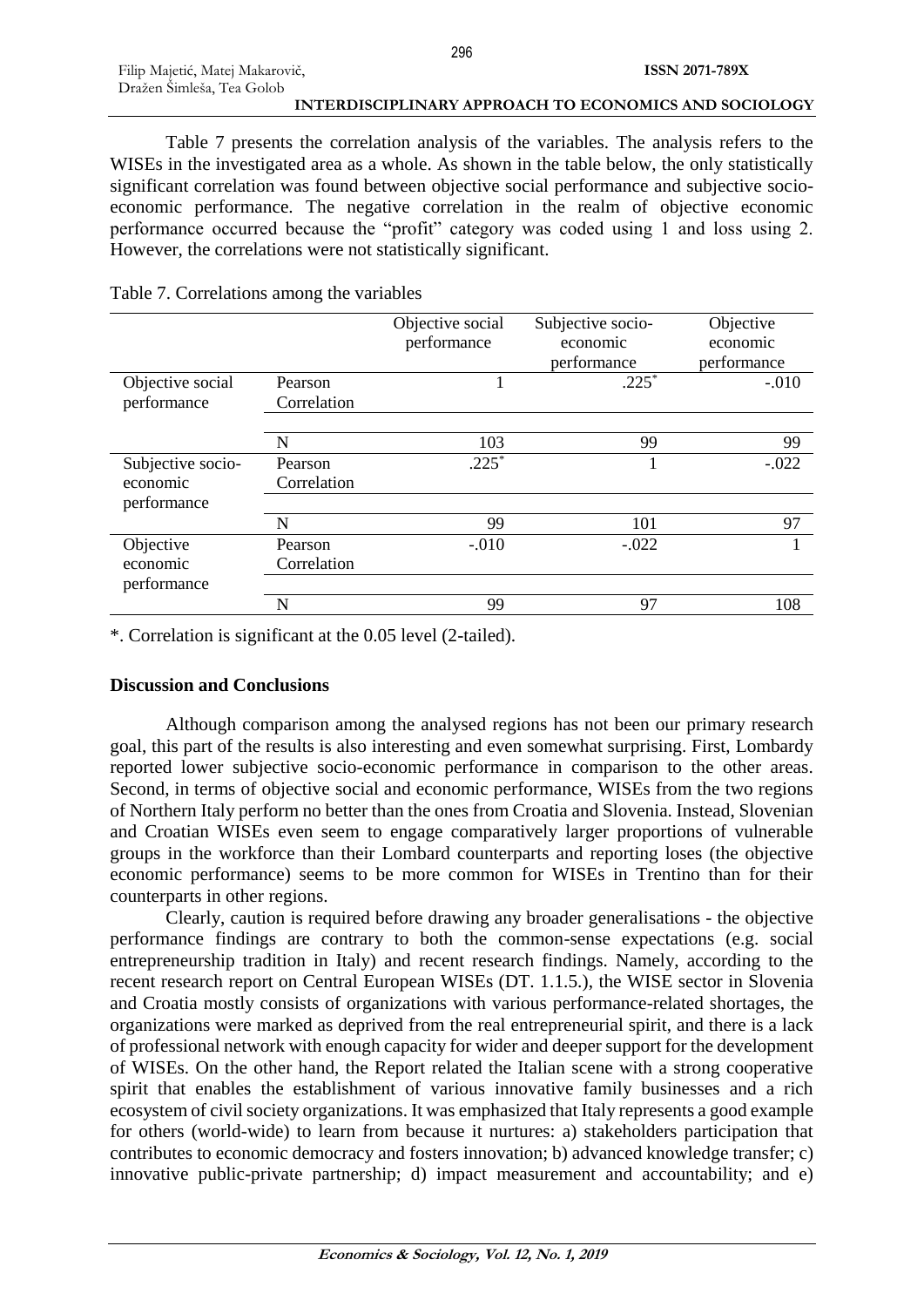Table 7 presents the correlation analysis of the variables. The analysis refers to the WISEs in the investigated area as a whole. As shown in the table below, the only statistically significant correlation was found between objective social performance and subjective socio-economic performance. The negative correlation in the realm of objective economic performance occurred because the "profit" category was coded using 1 and loss using 2. However, the correlations were not statistically significant.

Table 7. Correlations among the variables

| | | Objective social performance | Subjective socio-economic performance | Objective economic performance |
|---|---|---|---|---|
| Objective social performance | Pearson Correlation | 1 | .225* | -.010 |
| | N | 103 | 99 | 99 |
| Subjective socio-economic performance | Pearson Correlation | .225* | 1 | -.022 |
| | N | 99 | 101 | 97 |
| Objective economic performance | Pearson Correlation | -.010 | -.022 | 1 |
| | N | 99 | 97 | 108 |

*. Correlation is significant at the 0.05 level (2-tailed).

## Discussion and Conclusions

Although comparison among the analysed regions has not been our primary research goal, this part of the results is also interesting and even somewhat surprising. First, Lombardy reported lower subjective socio-economic performance in comparison to the other areas. Second, in terms of objective social and economic performance, WISEs from the two regions of Northern Italy perform no better than the ones from Croatia and Slovenia. Instead, Slovenian and Croatian WISEs even seem to engage comparatively larger proportions of vulnerable groups in the workforce than their Lombard counterparts and reporting loses (the objective economic performance) seems to be more common for WISEs in Trentino than for their counterparts in other regions.

Clearly, caution is required before drawing any broader generalisations - the objective performance findings are contrary to both the common-sense expectations (e.g. social entrepreneurship tradition in Italy) and recent research findings. Namely, according to the recent research report on Central European WISEs (DT. 1.1.5.), the WISE sector in Slovenia and Croatia mostly consists of organizations with various performance-related shortages, the organizations were marked as deprived from the real entrepreneurial spirit, and there is a lack of professional network with enough capacity for wider and deeper support for the development of WISEs. On the other hand, the Report related the Italian scene with a strong cooperative spirit that enables the establishment of various innovative family businesses and a rich ecosystem of civil society organizations. It was emphasized that Italy represents a good example for others (world-wide) to learn from because it nurtures: a) stakeholders participation that contributes to economic democracy and fosters innovation; b) advanced knowledge transfer; c) innovative public-private partnership; d) impact measurement and accountability; and e)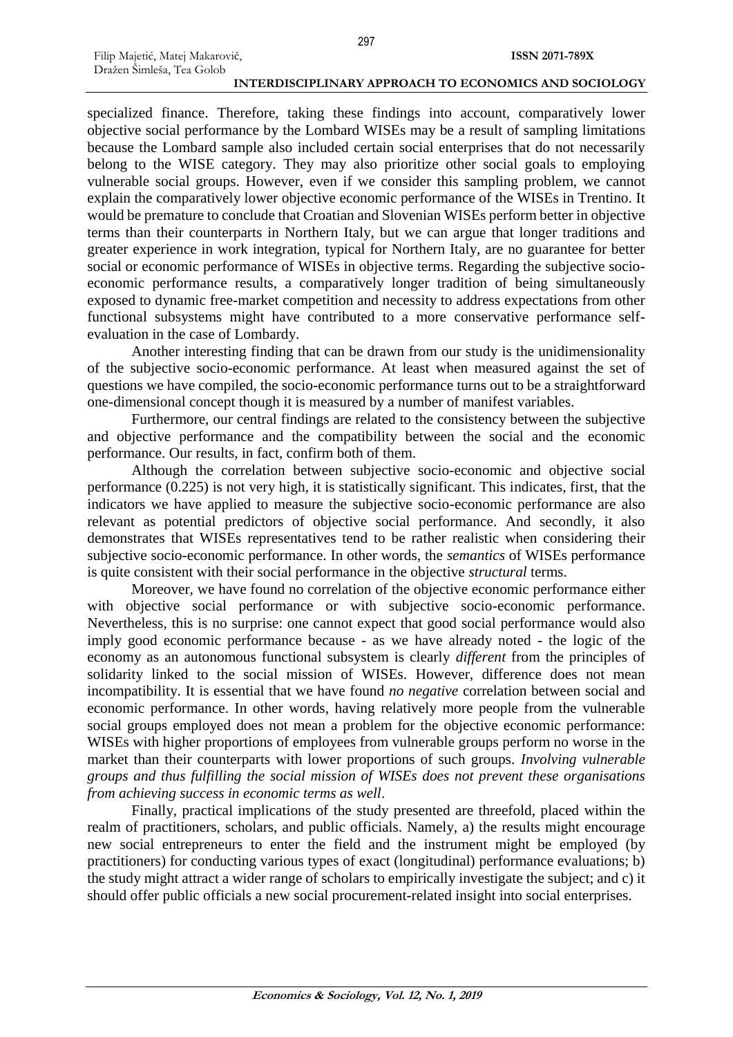specialized finance. Therefore, taking these findings into account, comparatively lower objective social performance by the Lombard WISEs may be a result of sampling limitations because the Lombard sample also included certain social enterprises that do not necessarily belong to the WISE category. They may also prioritize other social goals to employing vulnerable social groups. However, even if we consider this sampling problem, we cannot explain the comparatively lower objective economic performance of the WISEs in Trentino. It would be premature to conclude that Croatian and Slovenian WISEs perform better in objective terms than their counterparts in Northern Italy, but we can argue that longer traditions and greater experience in work integration, typical for Northern Italy, are no guarantee for better social or economic performance of WISEs in objective terms. Regarding the subjective socio-economic performance results, a comparatively longer tradition of being simultaneously exposed to dynamic free-market competition and necessity to address expectations from other functional subsystems might have contributed to a more conservative performance self-evaluation in the case of Lombardy.

Another interesting finding that can be drawn from our study is the unidimensionality of the subjective socio-economic performance. At least when measured against the set of questions we have compiled, the socio-economic performance turns out to be a straightforward one-dimensional concept though it is measured by a number of manifest variables.

Furthermore, our central findings are related to the consistency between the subjective and objective performance and the compatibility between the social and the economic performance. Our results, in fact, confirm both of them.

Although the correlation between subjective socio-economic and objective social performance (0.225) is not very high, it is statistically significant. This indicates, first, that the indicators we have applied to measure the subjective socio-economic performance are also relevant as potential predictors of objective social performance. And secondly, it also demonstrates that WISEs representatives tend to be rather realistic when considering their subjective socio-economic performance. In other words, the *semantics* of WISEs performance is quite consistent with their social performance in the objective *structural* terms.

Moreover, we have found no correlation of the objective economic performance either with objective social performance or with subjective socio-economic performance. Nevertheless, this is no surprise: one cannot expect that good social performance would also imply good economic performance because - as we have already noted - the logic of the economy as an autonomous functional subsystem is clearly *different* from the principles of solidarity linked to the social mission of WISEs. However, difference does not mean incompatibility. It is essential that we have found *no negative* correlation between social and economic performance. In other words, having relatively more people from the vulnerable social groups employed does not mean a problem for the objective economic performance: WISEs with higher proportions of employees from vulnerable groups perform no worse in the market than their counterparts with lower proportions of such groups. *Involving vulnerable groups and thus fulfilling the social mission of WISEs does not prevent these organisations from achieving success in economic terms as well*.

Finally, practical implications of the study presented are threefold, placed within the realm of practitioners, scholars, and public officials. Namely, a) the results might encourage new social entrepreneurs to enter the field and the instrument might be employed (by practitioners) for conducting various types of exact (longitudinal) performance evaluations; b) the study might attract a wider range of scholars to empirically investigate the subject; and c) it should offer public officials a new social procurement-related insight into social enterprises.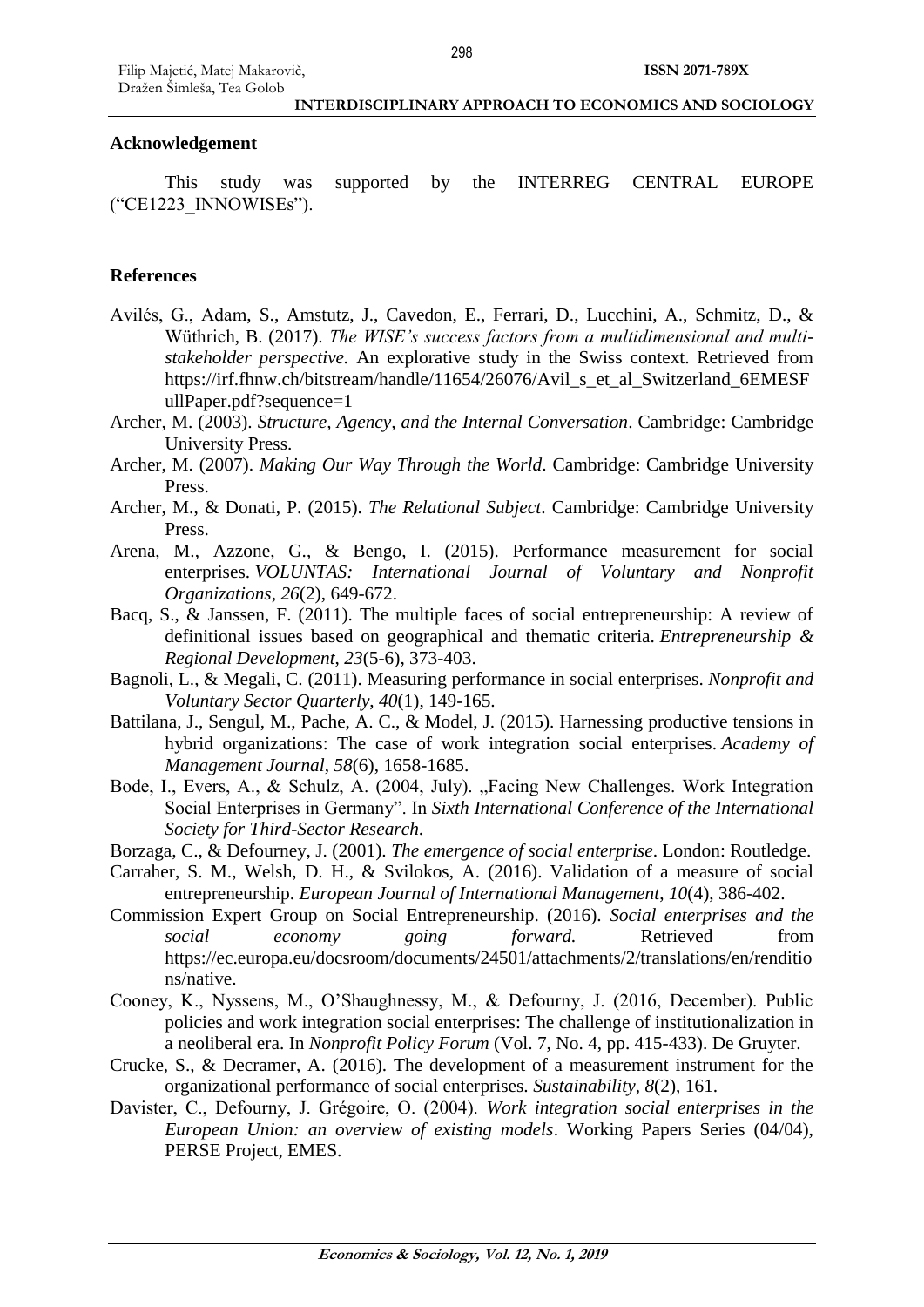## Acknowledgement

This study was supported by the INTERREG CENTRAL EUROPE ("CE1223_INNOWISEs").

## References

Avilés, G., Adam, S., Amstutz, J., Cavedon, E., Ferrari, D., Lucchini, A., Schmitz, D., & Wüthrich, B. (2017). *The WISE's success factors from a multidimensional and multi-stakeholder perspective.* An explorative study in the Swiss context. Retrieved from https://irf.fhnw.ch/bitstream/handle/11654/26076/Avil_s_et_al_Switzerland_6EMESFullPaper.pdf?sequence=1

Archer, M. (2003). *Structure, Agency, and the Internal Conversation*. Cambridge: Cambridge University Press.

Archer, M. (2007). *Making Our Way Through the World*. Cambridge: Cambridge University Press.

Archer, M., & Donati, P. (2015). *The Relational Subject*. Cambridge: Cambridge University Press.

Arena, M., Azzone, G., & Bengo, I. (2015). Performance measurement for social enterprises. *VOLUNTAS: International Journal of Voluntary and Nonprofit Organizations*, *26*(2), 649-672.

Bacq, S., & Janssen, F. (2011). The multiple faces of social entrepreneurship: A review of definitional issues based on geographical and thematic criteria. *Entrepreneurship & Regional Development*, *23*(5-6), 373-403.

Bagnoli, L., & Megali, C. (2011). Measuring performance in social enterprises. *Nonprofit and Voluntary Sector Quarterly*, *40*(1), 149-165.

Battilana, J., Sengul, M., Pache, A. C., & Model, J. (2015). Harnessing productive tensions in hybrid organizations: The case of work integration social enterprises. *Academy of Management Journal*, *58*(6), 1658-1685.

Bode, I., Evers, A., & Schulz, A. (2004, July). „Facing New Challenges. Work Integration Social Enterprises in Germany". In *Sixth International Conference of the International Society for Third-Sector Research*.

Borzaga, C., & Defourney, J. (2001). *The emergence of social enterprise*. London: Routledge.

Carraher, S. M., Welsh, D. H., & Svilokos, A. (2016). Validation of a measure of social entrepreneurship. *European Journal of International Management*, *10*(4), 386-402.

Commission Expert Group on Social Entrepreneurship. (2016). *Social enterprises and the social economy going forward.* Retrieved from https://ec.europa.eu/docsroom/documents/24501/attachments/2/translations/en/renditions/native.

Cooney, K., Nyssens, M., O'Shaughnessy, M., & Defourny, J. (2016, December). Public policies and work integration social enterprises: The challenge of institutionalization in a neoliberal era. In *Nonprofit Policy Forum* (Vol. 7, No. 4, pp. 415-433). De Gruyter.

Crucke, S., & Decramer, A. (2016). The development of a measurement instrument for the organizational performance of social enterprises. *Sustainability*, *8*(2), 161.

Davister, C., Defourny, J. Grégoire, O. (2004). *Work integration social enterprises in the European Union: an overview of existing models*. Working Papers Series (04/04), PERSE Project, EMES.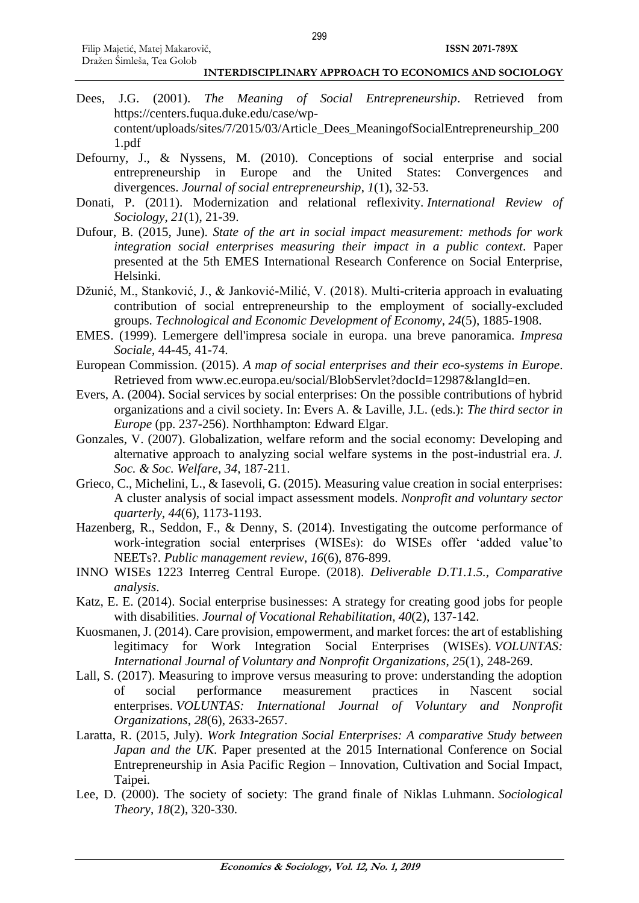Dees, J.G. (2001). *The Meaning of Social Entrepreneurship*. Retrieved from https://centers.fuqua.duke.edu/case/wp-content/uploads/sites/7/2015/03/Article_Dees_MeaningofSocialEntrepreneurship_2001.pdf

Defourny, J., & Nyssens, M. (2010). Conceptions of social enterprise and social entrepreneurship in Europe and the United States: Convergences and divergences. *Journal of social entrepreneurship*, *1*(1), 32-53.

Donati, P. (2011). Modernization and relational reflexivity. *International Review of Sociology*, *21*(1), 21-39.

Dufour, B. (2015, June). *State of the art in social impact measurement: methods for work integration social enterprises measuring their impact in a public context*. Paper presented at the 5th EMES International Research Conference on Social Enterprise, Helsinki.

Džunić, M., Stanković, J., & Janković-Milić, V. (2018). Multi-criteria approach in evaluating contribution of social entrepreneurship to the employment of socially-excluded groups. *Technological and Economic Development of Economy*, *24*(5), 1885-1908.

EMES. (1999). Lemergere dell'impresa sociale in europa. una breve panoramica. *Impresa Sociale*, 44-45, 41-74.

European Commission. (2015). *A map of social enterprises and their eco-systems in Europe*. Retrieved from www.ec.europa.eu/social/BlobServlet?docId=12987&langId=en.

Evers, A. (2004). Social services by social enterprises: On the possible contributions of hybrid organizations and a civil society. In: Evers A. & Laville, J.L. (eds.): *The third sector in Europe* (pp. 237-256). Northhampton: Edward Elgar.

Gonzales, V. (2007). Globalization, welfare reform and the social economy: Developing and alternative approach to analyzing social welfare systems in the post-industrial era. *J. Soc. & Soc. Welfare*, *34*, 187-211.

Grieco, C., Michelini, L., & Iasevoli, G. (2015). Measuring value creation in social enterprises: A cluster analysis of social impact assessment models. *Nonprofit and voluntary sector quarterly*, *44*(6), 1173-1193.

Hazenberg, R., Seddon, F., & Denny, S. (2014). Investigating the outcome performance of work-integration social enterprises (WISEs): do WISEs offer 'added value'to NEETs?. *Public management review*, *16*(6), 876-899.

INNO WISEs 1223 Interreg Central Europe. (2018). *Deliverable D.T1.1.5., Comparative analysis*.

Katz, E. E. (2014). Social enterprise businesses: A strategy for creating good jobs for people with disabilities. *Journal of Vocational Rehabilitation*, *40*(2), 137-142.

Kuosmanen, J. (2014). Care provision, empowerment, and market forces: the art of establishing legitimacy for Work Integration Social Enterprises (WISEs). *VOLUNTAS: International Journal of Voluntary and Nonprofit Organizations*, *25*(1), 248-269.

Lall, S. (2017). Measuring to improve versus measuring to prove: understanding the adoption of social performance measurement practices in Nascent social enterprises. *VOLUNTAS: International Journal of Voluntary and Nonprofit Organizations*, *28*(6), 2633-2657.

Laratta, R. (2015, July). *Work Integration Social Enterprises: A comparative Study between Japan and the UK*. Paper presented at the 2015 International Conference on Social Entrepreneurship in Asia Pacific Region – Innovation, Cultivation and Social Impact, Taipei.

Lee, D. (2000). The society of society: The grand finale of Niklas Luhmann. *Sociological Theory*, *18*(2), 320-330.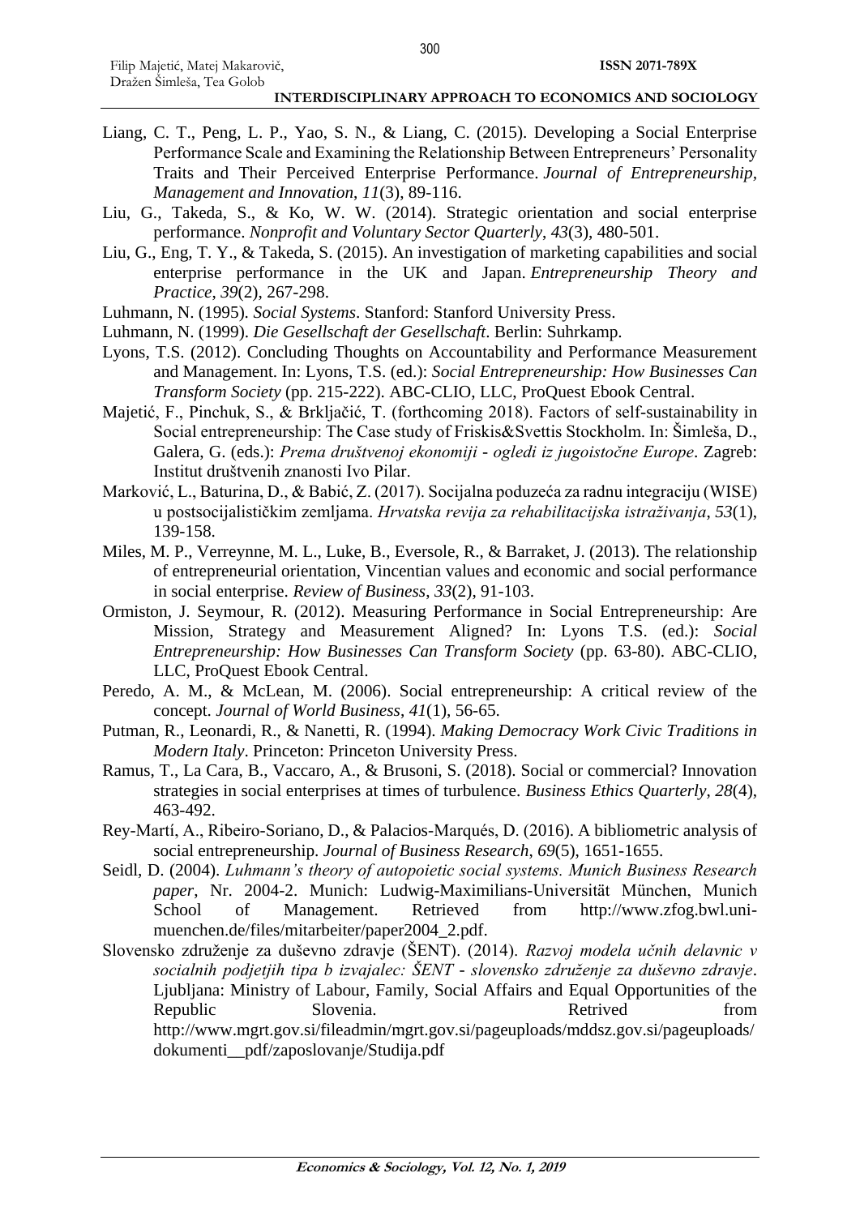Liang, C. T., Peng, L. P., Yao, S. N., & Liang, C. (2015). Developing a Social Enterprise Performance Scale and Examining the Relationship Between Entrepreneurs' Personality Traits and Their Perceived Enterprise Performance. *Journal of Entrepreneurship, Management and Innovation*, *11*(3), 89-116.

Liu, G., Takeda, S., & Ko, W. W. (2014). Strategic orientation and social enterprise performance. *Nonprofit and Voluntary Sector Quarterly*, *43*(3), 480-501.

Liu, G., Eng, T. Y., & Takeda, S. (2015). An investigation of marketing capabilities and social enterprise performance in the UK and Japan. *Entrepreneurship Theory and Practice*, *39*(2), 267-298.

Luhmann, N. (1995). *Social Systems*. Stanford: Stanford University Press.

Luhmann, N. (1999). *Die Gesellschaft der Gesellschaft*. Berlin: Suhrkamp.

Lyons, T.S. (2012). Concluding Thoughts on Accountability and Performance Measurement and Management. In: Lyons, T.S. (ed.): *Social Entrepreneurship: How Businesses Can Transform Society* (pp. 215-222). ABC-CLIO, LLC, ProQuest Ebook Central.

Majetić, F., Pinchuk, S., & Brkljačić, T. (forthcoming 2018). Factors of self-sustainability in Social entrepreneurship: The Case study of Friskis&Svettis Stockholm. In: Šimleša, D., Galera, G. (eds.): *Prema društvenoj ekonomiji - ogledi iz jugoistočne Europe*. Zagreb: Institut društvenih znanosti Ivo Pilar.

Marković, L., Baturina, D., & Babić, Z. (2017). Socijalna poduzeća za radnu integraciju (WISE) u postsocijalističkim zemljama. *Hrvatska revija za rehabilitacijska istraživanja*, *53*(1), 139-158.

Miles, M. P., Verreynne, M. L., Luke, B., Eversole, R., & Barraket, J. (2013). The relationship of entrepreneurial orientation, Vincentian values and economic and social performance in social enterprise. *Review of Business*, *33*(2), 91-103.

Ormiston, J. Seymour, R. (2012). Measuring Performance in Social Entrepreneurship: Are Mission, Strategy and Measurement Aligned? In: Lyons T.S. (ed.): *Social Entrepreneurship: How Businesses Can Transform Society* (pp. 63-80). ABC-CLIO, LLC, ProQuest Ebook Central.

Peredo, A. M., & McLean, M. (2006). Social entrepreneurship: A critical review of the concept. *Journal of World Business*, *41*(1), 56-65.

Putman, R., Leonardi, R., & Nanetti, R. (1994). *Making Democracy Work Civic Traditions in Modern Italy*. Princeton: Princeton University Press.

Ramus, T., La Cara, B., Vaccaro, A., & Brusoni, S. (2018). Social or commercial? Innovation strategies in social enterprises at times of turbulence. *Business Ethics Quarterly*, *28*(4), 463-492.

Rey-Martí, A., Ribeiro-Soriano, D., & Palacios-Marqués, D. (2016). A bibliometric analysis of social entrepreneurship. *Journal of Business Research*, *69*(5), 1651-1655.

Seidl, D. (2004). *Luhmann's theory of autopoietic social systems. Munich Business Research paper*, Nr. 2004-2. Munich: Ludwig-Maximilians-Universität München, Munich School of Management. Retrieved from http://www.zfog.bwl.uni-muenchen.de/files/mitarbeiter/paper2004_2.pdf.

Slovensko združenje za duševno zdravje (ŠENT). (2014). *Razvoj modela učnih delavnic v socialnih podjetjih tipa b izvajalec: ŠENT - slovensko združenje za duševno zdravje*. Ljubljana: Ministry of Labour, Family, Social Affairs and Equal Opportunities of the Republic Slovenia. Retrived from http://www.mgrt.gov.si/fileadmin/mgrt.gov.si/pageuploads/mddsz.gov.si/pageuploads/dokumenti__pdf/zaposlovanje/Studija.pdf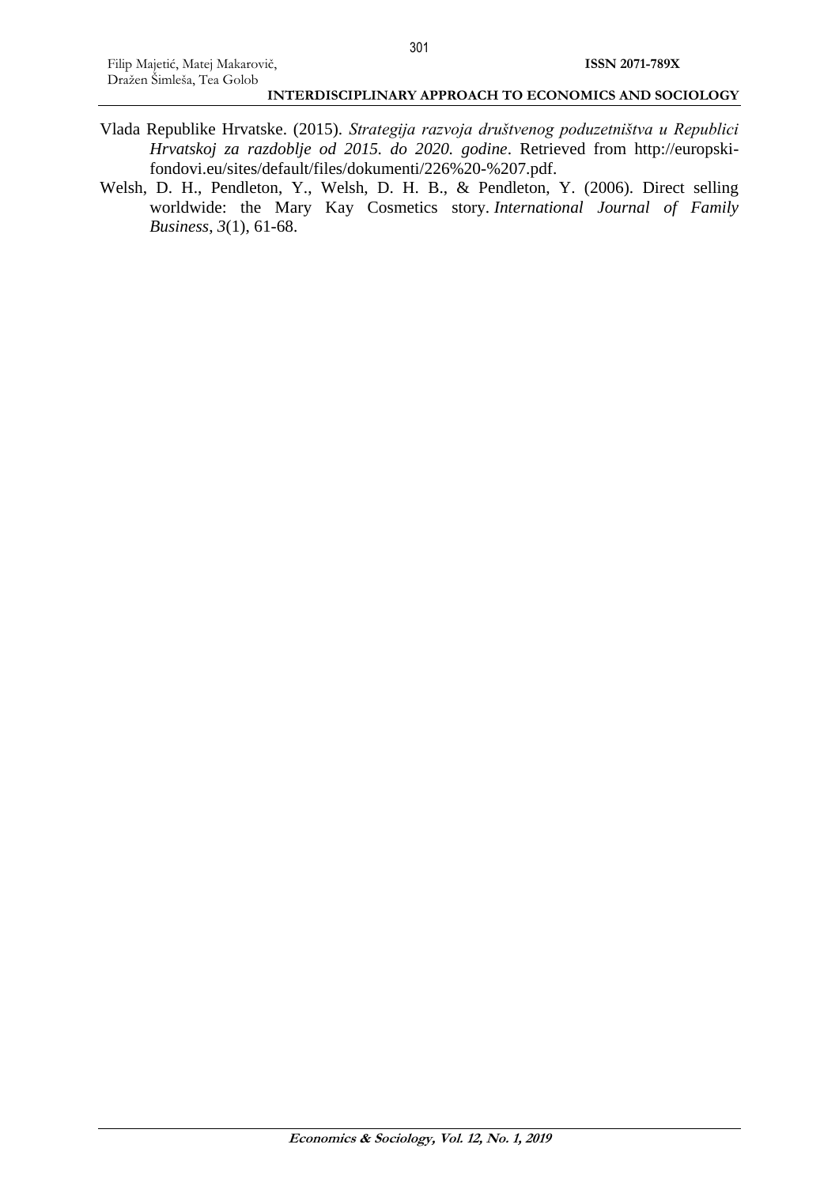Vlada Republike Hrvatske. (2015). *Strategija razvoja društvenog poduzetništva u Republici Hrvatskoj za razdoblje od 2015. do 2020. godine*. Retrieved from http://europski-fondovi.eu/sites/default/files/dokumenti/226%20-%207.pdf.

Welsh, D. H., Pendleton, Y., Welsh, D. H. B., & Pendleton, Y. (2006). Direct selling worldwide: the Mary Kay Cosmetics story. *International Journal of Family Business*, *3*(1), 61-68.